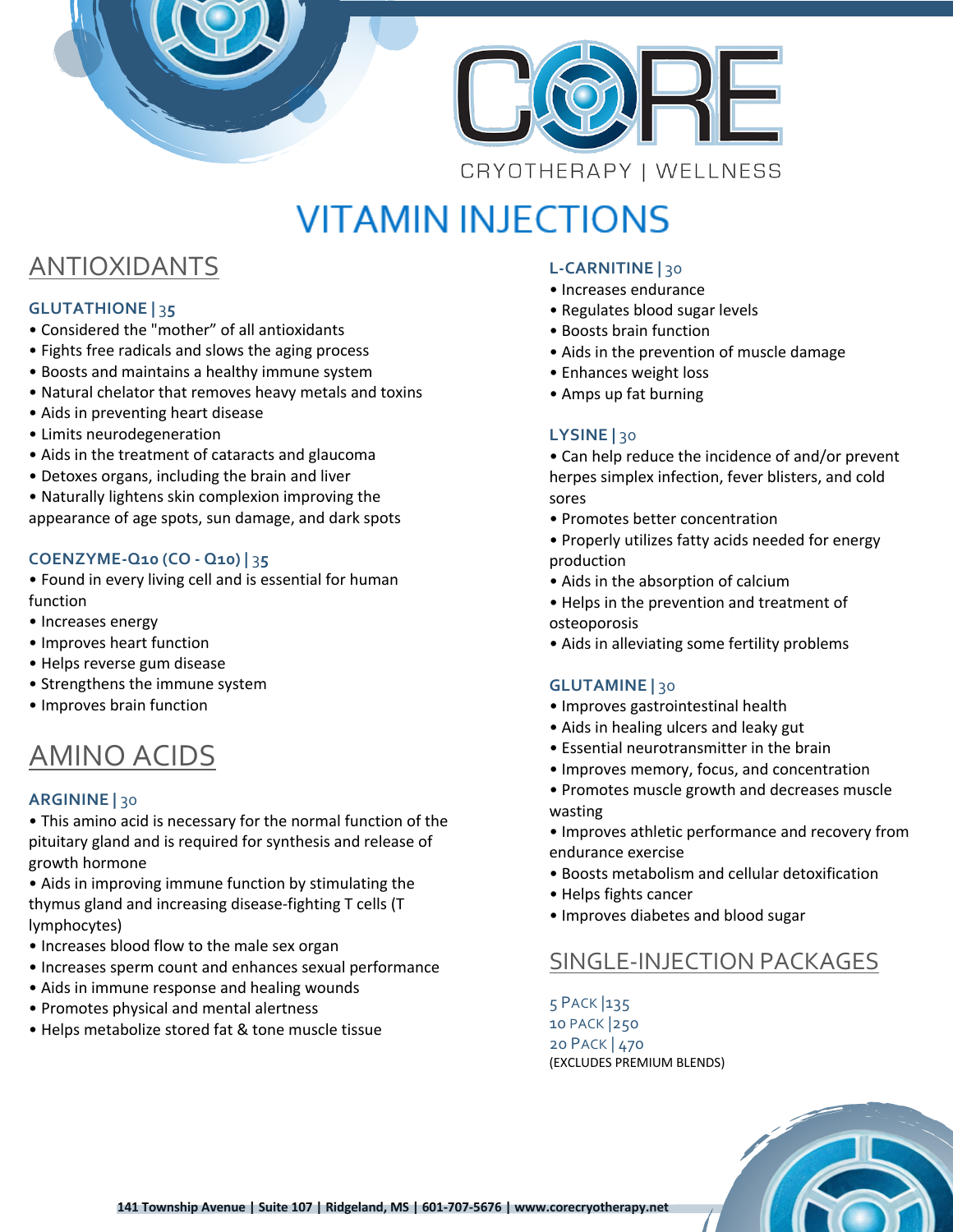# CORE

CRYOTHERAPY | WELLNESS

# VITAMIN INJECTIONS

## ANTIOXIDANTS

### GLUTATHIONE | 35

- Considered the "mother" of all antioxidants
- Fights free radicals and slows the aging process
- Boosts and maintains a healthy immune system
- Natural chelator that removes heavy metals and toxins
- Aids in preventing heart disease
- Limits neurodegeneration
- Aids in the treatment of cataracts and glaucoma
- Detoxes organs, including the brain and liver
- Naturally lightens skin complexion improving the appearance of age spots, sun damage, and dark spots

### COENZYME-Q10 (CO - Q10) | 35

- Found in every living cell and is essential for human function
- Increases energy
- Improves heart function
- Helps reverse gum disease
- Strengthens the immune system
- Improves brain function

## AMINO ACIDS

### ARGININE | 30

- This amino acid is necessary for the normal function of the pituitary gland and is required for synthesis and release of growth hormone
- Aids in improving immune function by stimulating the thymus gland and increasing disease-fighting T cells (T lymphocytes)
- Increases blood flow to the male sex organ
- Increases sperm count and enhances sexual performance
- Aids in immune response and healing wounds
- Promotes physical and mental alertness
- Helps metabolize stored fat & tone muscle tissue

### L-CARNITINE | 30

- Increases endurance
- Regulates blood sugar levels
- Boosts brain function
- Aids in the prevention of muscle damage
- Enhances weight loss
- Amps up fat burning

### LYSINE | 30

- Can help reduce the incidence of and/or prevent herpes simplex infection, fever blisters, and cold sores
- Promotes better concentration
- Properly utilizes fatty acids needed for energy production
- Aids in the absorption of calcium
- Helps in the prevention and treatment of osteoporosis
- Aids in alleviating some fertility problems

### GLUTAMINE | 30

- Improves gastrointestinal health
- Aids in healing ulcers and leaky gut
- Essential neurotransmitter in the brain
- Improves memory, focus, and concentration
- Promotes muscle growth and decreases muscle wasting
- Improves athletic performance and recovery from endurance exercise
- Boosts metabolism and cellular detoxification
- Helps fights cancer
- Improves diabetes and blood sugar

## SINGLE-INJECTION PACKAGES

5 PACK |135
10 PACK |250
20 PACK | 470
(EXCLUDES PREMIUM BLENDS)

141 Township Avenue | Suite 107 | Ridgeland, MS | 601-707-5676 | www.corecryotherapy.net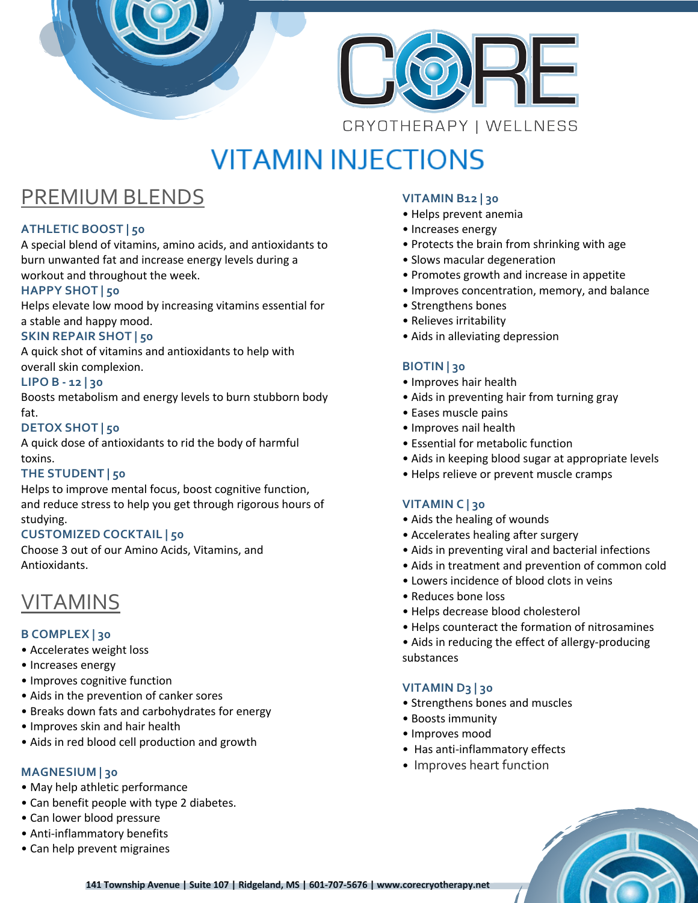CORE

CRYOTHERAPY | WELLNESS

# VITAMIN INJECTIONS

## PREMIUM BLENDS

### ATHLETIC BOOST | 50

A special blend of vitamins, amino acids, and antioxidants to burn unwanted fat and increase energy levels during a workout and throughout the week.

### HAPPY SHOT | 50

Helps elevate low mood by increasing vitamins essential for a stable and happy mood.

### SKIN REPAIR SHOT | 50

A quick shot of vitamins and antioxidants to help with overall skin complexion.

### LIPO B - 12 | 30

Boosts metabolism and energy levels to burn stubborn body fat.

### DETOX SHOT | 50

A quick dose of antioxidants to rid the body of harmful toxins.

### THE STUDENT | 50

Helps to improve mental focus, boost cognitive function, and reduce stress to help you get through rigorous hours of studying.

### CUSTOMIZED COCKTAIL | 50

Choose 3 out of our Amino Acids, Vitamins, and Antioxidants.

## VITAMINS

### B COMPLEX | 30

- Accelerates weight loss
- Increases energy
- Improves cognitive function
- Aids in the prevention of canker sores
- Breaks down fats and carbohydrates for energy
- Improves skin and hair health
- Aids in red blood cell production and growth

### MAGNESIUM | 30

- May help athletic performance
- Can benefit people with type 2 diabetes.
- Can lower blood pressure
- Anti-inflammatory benefits
- Can help prevent migraines

### VITAMIN B12 | 30

- Helps prevent anemia
- Increases energy
- Protects the brain from shrinking with age
- Slows macular degeneration
- Promotes growth and increase in appetite
- Improves concentration, memory, and balance
- Strengthens bones
- Relieves irritability
- Aids in alleviating depression

### BIOTIN | 30

- Improves hair health
- Aids in preventing hair from turning gray
- Eases muscle pains
- Improves nail health
- Essential for metabolic function
- Aids in keeping blood sugar at appropriate levels
- Helps relieve or prevent muscle cramps

### VITAMIN C | 30

- Aids the healing of wounds
- Accelerates healing after surgery
- Aids in preventing viral and bacterial infections
- Aids in treatment and prevention of common cold
- Lowers incidence of blood clots in veins
- Reduces bone loss
- Helps decrease blood cholesterol
- Helps counteract the formation of nitrosamines
- Aids in reducing the effect of allergy-producing substances

### VITAMIN D3 | 30

- Strengthens bones and muscles
- Boosts immunity
- Improves mood
- Has anti-inflammatory effects
- Improves heart function

141 Township Avenue | Suite 107 | Ridgeland, MS | 601-707-5676 | www.corecryotherapy.net